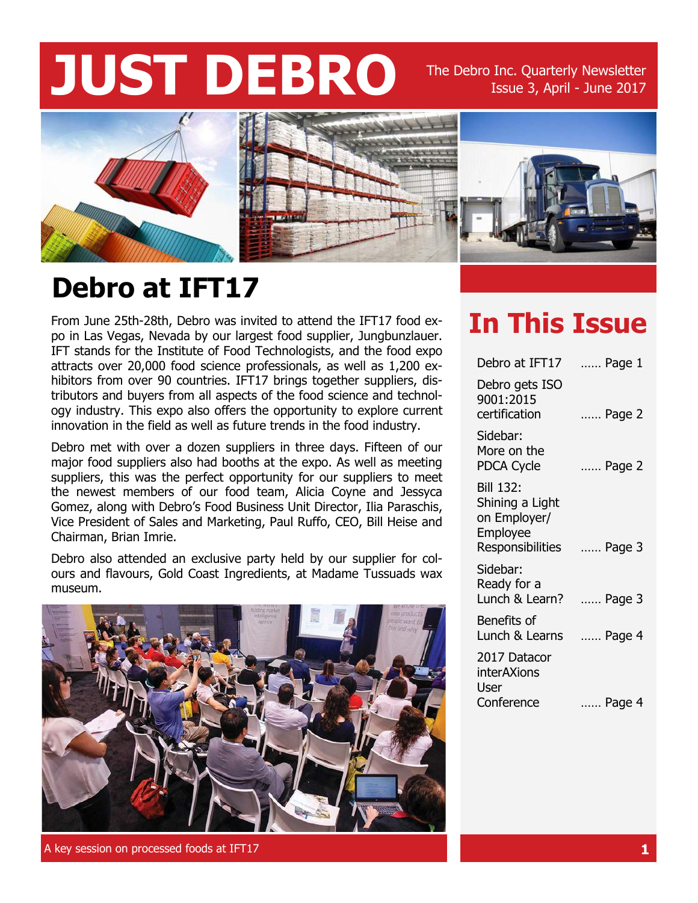# JUST DEBRO

The Debro Inc. Quarterly Newsletter
Issue 3, April - June 2017

## Debro at IFT17

From June 25th-28th, Debro was invited to attend the IFT17 food expo in Las Vegas, Nevada by our largest food supplier, Jungbunzlauer. IFT stands for the Institute of Food Technologists, and the food expo attracts over 20,000 food science professionals, as well as 1,200 exhibitors from over 90 countries. IFT17 brings together suppliers, distributors and buyers from all aspects of the food science and technology industry. This expo also offers the opportunity to explore current innovation in the field as well as future trends in the food industry.

Debro met with over a dozen suppliers in three days. Fifteen of our major food suppliers also had booths at the expo. As well as meeting suppliers, this was the perfect opportunity for our suppliers to meet the newest members of our food team, Alicia Coyne and Jessyca Gomez, along with Debro's Food Business Unit Director, Ilia Paraschis, Vice President of Sales and Marketing, Paul Ruffo, CEO, Bill Heise and Chairman, Brian Imrie.

Debro also attended an exclusive party held by our supplier for colours and flavours, Gold Coast Ingredients, at Madame Tussauds wax museum.

A key session on processed foods at IFT17

## In This Issue

| | |
|---|---|
| Debro at IFT17 | ...... Page 1 |
| Debro gets ISO 9001:2015 certification | ...... Page 2 |
| Sidebar: More on the PDCA Cycle | ...... Page 2 |
| Bill 132: Shining a Light on Employer/ Employee Responsibilities | ...... Page 3 |
| Sidebar: Ready for a Lunch & Learn? | ...... Page 3 |
| Benefits of Lunch & Learns | ...... Page 4 |
| 2017 Datacor interAXions User Conference | ...... Page 4 |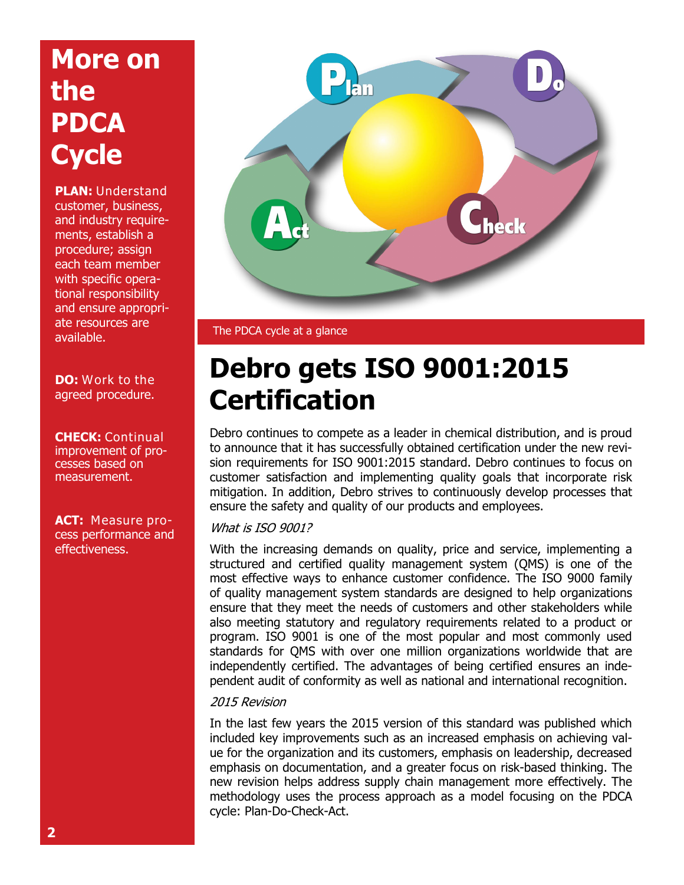## More on the PDCA Cycle

**PLAN:** Understand customer, business, and industry requirements, establish a procedure; assign each team member with specific operational responsibility and ensure appropriate resources are available.

**DO:** Work to the agreed procedure.

**CHECK:** Continual improvement of processes based on measurement.

**ACT:** Measure process performance and effectiveness.

The PDCA cycle at a glance

# Debro gets ISO 9001:2015 Certification

Debro continues to compete as a leader in chemical distribution, and is proud to announce that it has successfully obtained certification under the new revision requirements for ISO 9001:2015 standard. Debro continues to focus on customer satisfaction and implementing quality goals that incorporate risk mitigation. In addition, Debro strives to continuously develop processes that ensure the safety and quality of our products and employees.

*What is ISO 9001?*

With the increasing demands on quality, price and service, implementing a structured and certified quality management system (QMS) is one of the most effective ways to enhance customer confidence. The ISO 9000 family of quality management system standards are designed to help organizations ensure that they meet the needs of customers and other stakeholders while also meeting statutory and regulatory requirements related to a product or program. ISO 9001 is one of the most popular and most commonly used standards for QMS with over one million organizations worldwide that are independently certified. The advantages of being certified ensures an independent audit of conformity as well as national and international recognition.

*2015 Revision*

In the last few years the 2015 version of this standard was published which included key improvements such as an increased emphasis on achieving value for the organization and its customers, emphasis on leadership, decreased emphasis on documentation, and a greater focus on risk-based thinking. The new revision helps address supply chain management more effectively. The methodology uses the process approach as a model focusing on the PDCA cycle: Plan-Do-Check-Act.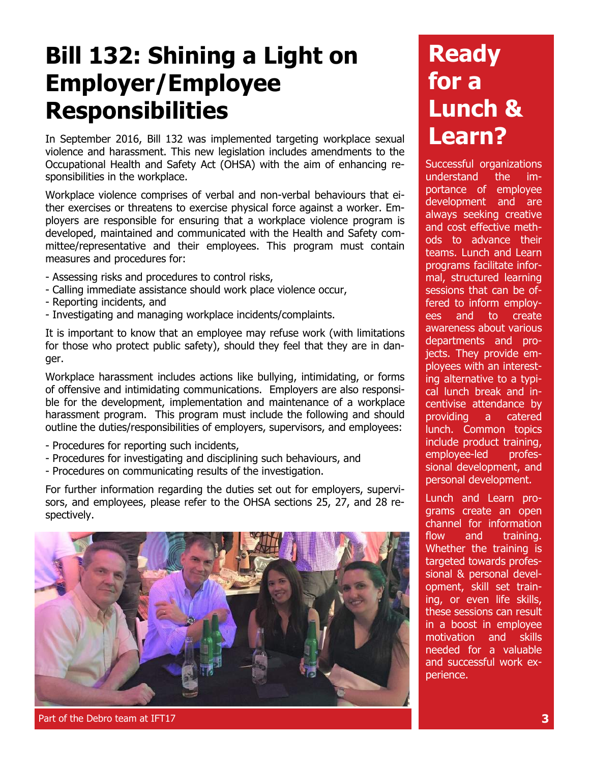# Bill 132: Shining a Light on Employer/Employee Responsibilities

In September 2016, Bill 132 was implemented targeting workplace sexual violence and harassment. This new legislation includes amendments to the Occupational Health and Safety Act (OHSA) with the aim of enhancing responsibilities in the workplace.

Workplace violence comprises of verbal and non-verbal behaviours that either exercises or threatens to exercise physical force against a worker. Employers are responsible for ensuring that a workplace violence program is developed, maintained and communicated with the Health and Safety committee/representative and their employees. This program must contain measures and procedures for:

- Assessing risks and procedures to control risks,
- Calling immediate assistance should work place violence occur,
- Reporting incidents, and
- Investigating and managing workplace incidents/complaints.

It is important to know that an employee may refuse work (with limitations for those who protect public safety), should they feel that they are in danger.

Workplace harassment includes actions like bullying, intimidating, or forms of offensive and intimidating communications. Employers are also responsible for the development, implementation and maintenance of a workplace harassment program. This program must include the following and should outline the duties/responsibilities of employers, supervisors, and employees:

- Procedures for reporting such incidents,
- Procedures for investigating and disciplining such behaviours, and
- Procedures on communicating results of the investigation.

For further information regarding the duties set out for employers, supervisors, and employees, please refer to the OHSA sections 25, 27, and 28 respectively.

Part of the Debro team at IFT17

# Ready for a Lunch & Learn?

Successful organizations understand the importance of employee development and are always seeking creative and cost effective methods to advance their teams. Lunch and Learn programs facilitate informal, structured learning sessions that can be offered to inform employees and to create awareness about various departments and projects. They provide employees with an interesting alternative to a typical lunch break and incentivise attendance by providing a catered lunch. Common topics include product training, employee-led professional development, and personal development.

Lunch and Learn programs create an open channel for information flow and training. Whether the training is targeted towards professional & personal development, skill set training, or even life skills, these sessions can result in a boost in employee motivation and skills needed for a valuable and successful work experience.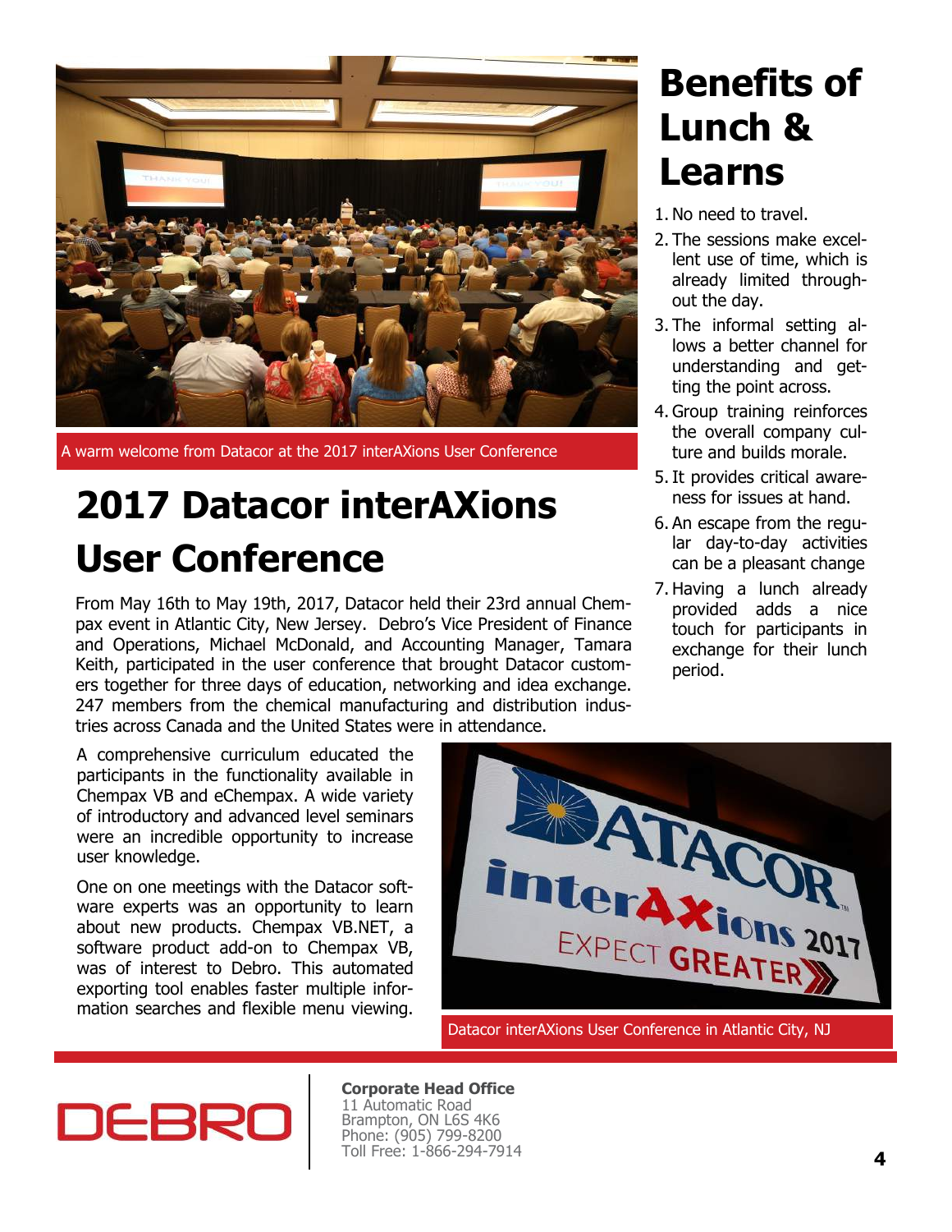A warm welcome from Datacor at the 2017 interAXions User Conference

# 2017 Datacor interAXions User Conference

From May 16th to May 19th, 2017, Datacor held their 23rd annual Chempax event in Atlantic City, New Jersey. Debro's Vice President of Finance and Operations, Michael McDonald, and Accounting Manager, Tamara Keith, participated in the user conference that brought Datacor customers together for three days of education, networking and idea exchange. 247 members from the chemical manufacturing and distribution industries across Canada and the United States were in attendance.

A comprehensive curriculum educated the participants in the functionality available in Chempax VB and eChempax. A wide variety of introductory and advanced level seminars were an incredible opportunity to increase user knowledge.

One on one meetings with the Datacor software experts was an opportunity to learn about new products. Chempax VB.NET, a software product add-on to Chempax VB, was of interest to Debro. This automated exporting tool enables faster multiple information searches and flexible menu viewing.

Datacor interAXions User Conference in Atlantic City, NJ

# Benefits of Lunch & Learns

1. No need to travel.
2. The sessions make excellent use of time, which is already limited throughout the day.
3. The informal setting allows a better channel for understanding and getting the point across.
4. Group training reinforces the overall company culture and builds morale.
5. It provides critical awareness for issues at hand.
6. An escape from the regular day-to-day activities can be a pleasant change
7. Having a lunch already provided adds a nice touch for participants in exchange for their lunch period.

DEBRO

**Corporate Head Office**
11 Automatic Road
Brampton, ON L6S 4K6
Phone: (905) 799-8200
Toll Free: 1-866-294-7914